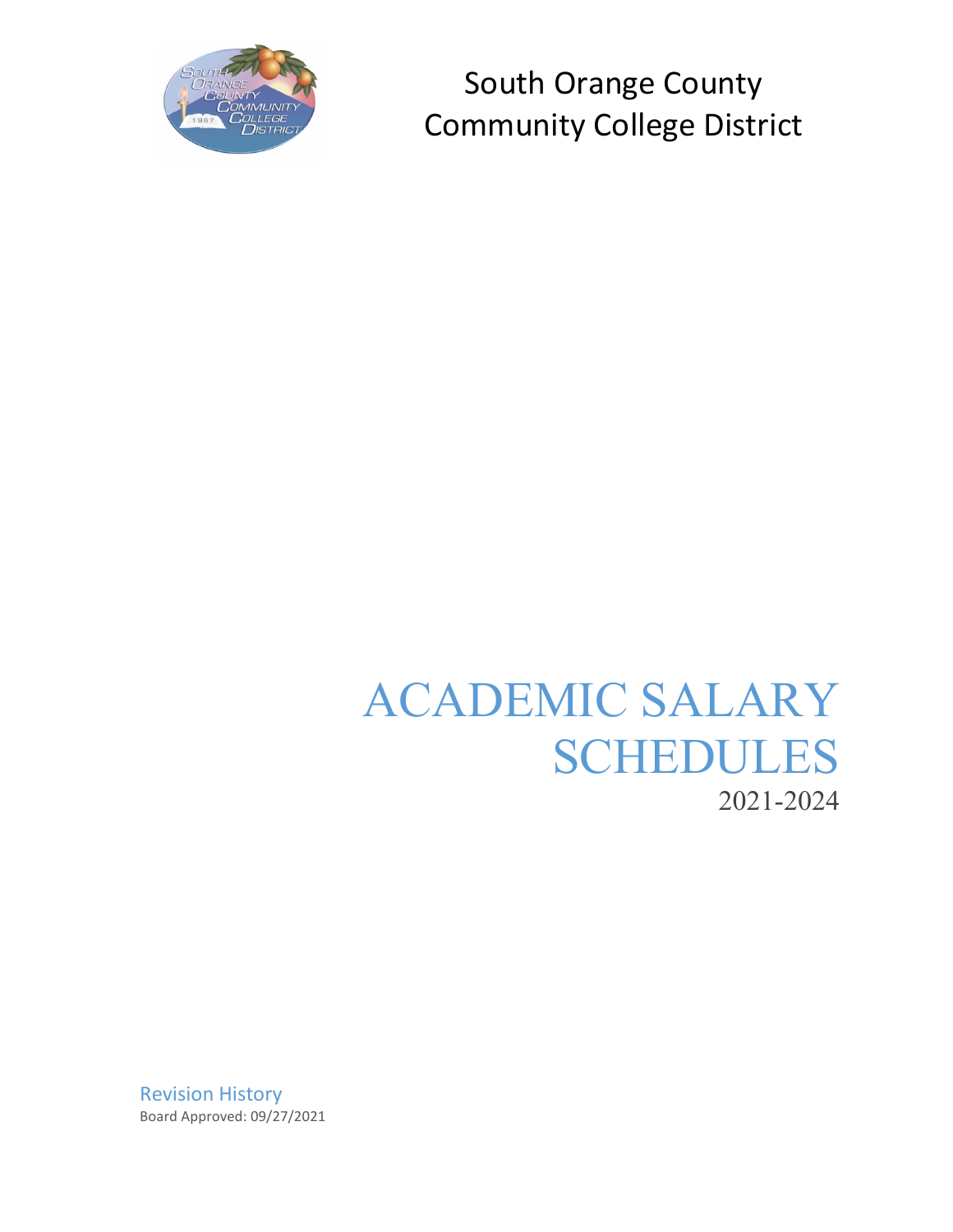South Orange County
Community College District

# ACADEMIC SALARY SCHEDULES

2021-2024

## Revision History

Board Approved: 09/27/2021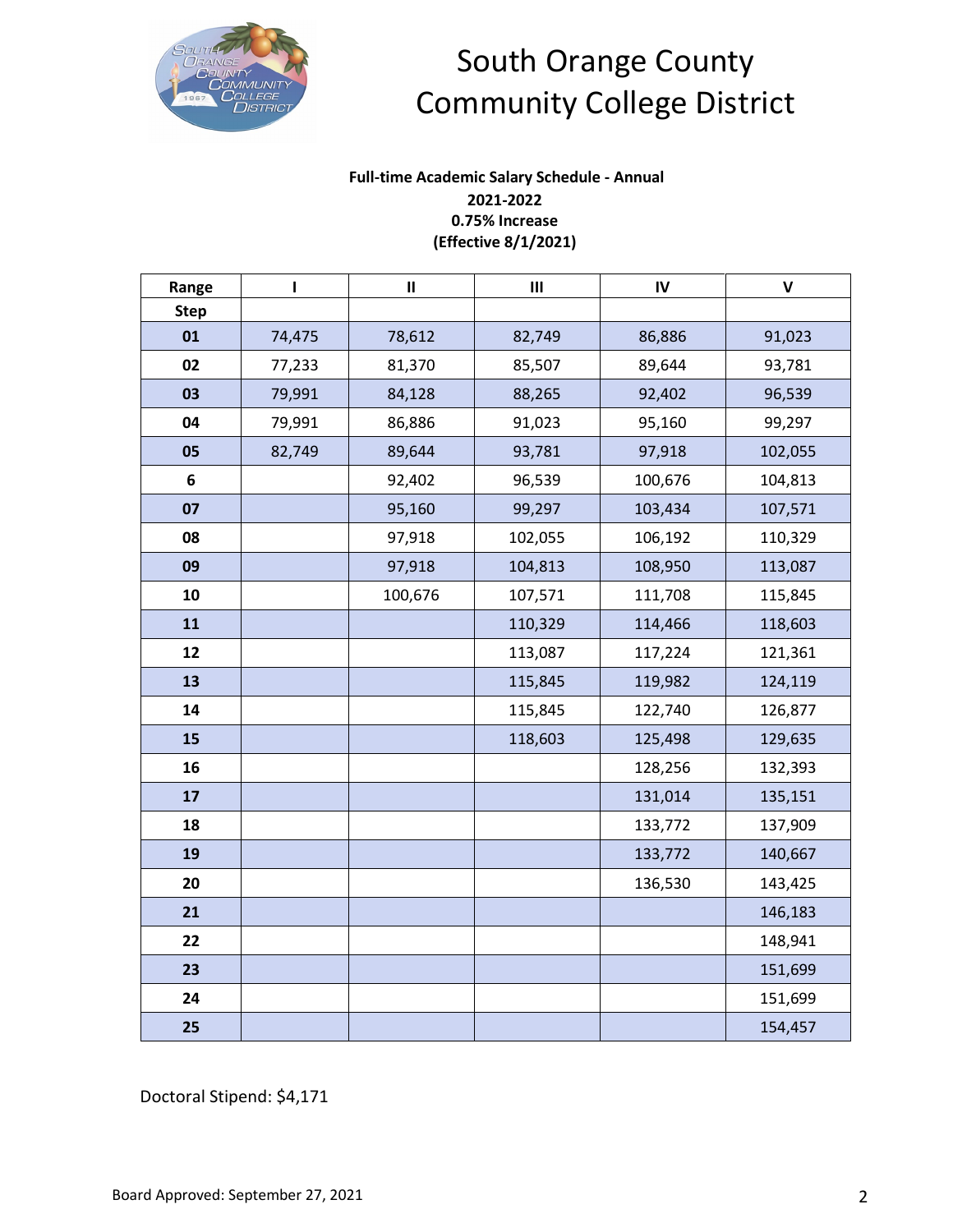# South Orange County Community College District

**Full-time Academic Salary Schedule - Annual**
**2021-2022**
**0.75% Increase**
**(Effective 8/1/2021)**

| Range | I | II | III | IV | V |
|---|---|---|---|---|---|
| **Step** | | | | | |
| **01** | 74,475 | 78,612 | 82,749 | 86,886 | 91,023 |
| **02** | 77,233 | 81,370 | 85,507 | 89,644 | 93,781 |
| **03** | 79,991 | 84,128 | 88,265 | 92,402 | 96,539 |
| **04** | 79,991 | 86,886 | 91,023 | 95,160 | 99,297 |
| **05** | 82,749 | 89,644 | 93,781 | 97,918 | 102,055 |
| **6** | | 92,402 | 96,539 | 100,676 | 104,813 |
| **07** | | 95,160 | 99,297 | 103,434 | 107,571 |
| **08** | | 97,918 | 102,055 | 106,192 | 110,329 |
| **09** | | 97,918 | 104,813 | 108,950 | 113,087 |
| **10** | | 100,676 | 107,571 | 111,708 | 115,845 |
| **11** | | | 110,329 | 114,466 | 118,603 |
| **12** | | | 113,087 | 117,224 | 121,361 |
| **13** | | | 115,845 | 119,982 | 124,119 |
| **14** | | | 115,845 | 122,740 | 126,877 |
| **15** | | | 118,603 | 125,498 | 129,635 |
| **16** | | | | 128,256 | 132,393 |
| **17** | | | | 131,014 | 135,151 |
| **18** | | | | 133,772 | 137,909 |
| **19** | | | | 133,772 | 140,667 |
| **20** | | | | 136,530 | 143,425 |
| **21** | | | | | 146,183 |
| **22** | | | | | 148,941 |
| **23** | | | | | 151,699 |
| **24** | | | | | 151,699 |
| **25** | | | | | 154,457 |

Doctoral Stipend: $4,171

Board Approved: September 27, 2021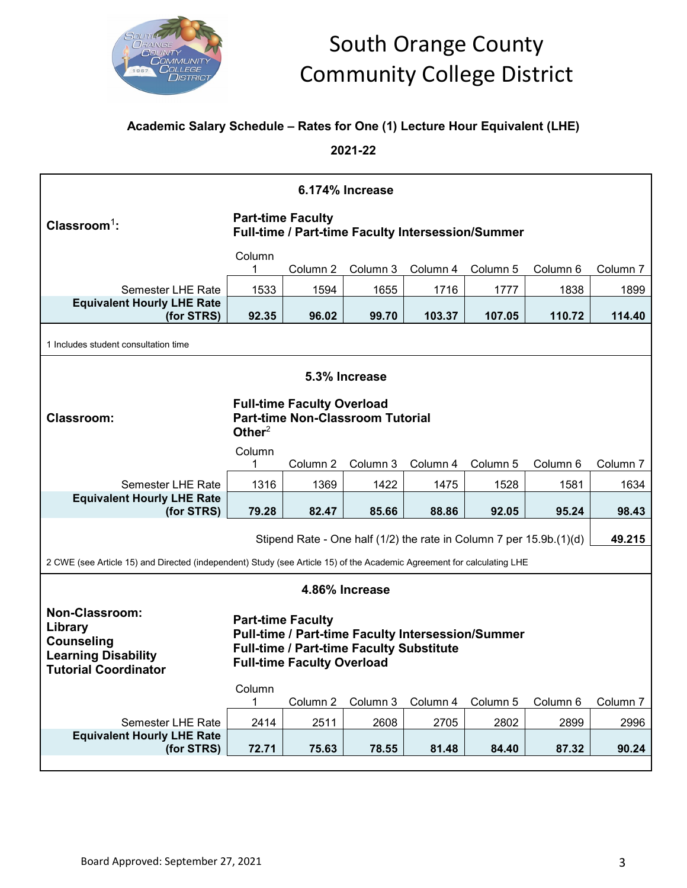# South Orange County Community College District

## Academic Salary Schedule – Rates for One (1) Lecture Hour Equivalent (LHE)

## 2021-22

### 6.174% Increase

**Classroom[1]:**

**Part-time Faculty**
**Full-time / Part-time Faculty Intersession/Summer**

| | Column 1 | Column 2 | Column 3 | Column 4 | Column 5 | Column 6 | Column 7 |
|---|---|---|---|---|---|---|---|
| Semester LHE Rate | 1533 | 1594 | 1655 | 1716 | 1777 | 1838 | 1899 |
| **Equivalent Hourly LHE Rate (for STRS)** | **92.35** | **96.02** | **99.70** | **103.37** | **107.05** | **110.72** | **114.40** |

1 Includes student consultation time

### 5.3% Increase

**Classroom:**

**Full-time Faculty Overload**
**Part-time Non-Classroom Tutorial**
**Other[2]**

| | Column 1 | Column 2 | Column 3 | Column 4 | Column 5 | Column 6 | Column 7 |
|---|---|---|---|---|---|---|---|
| Semester LHE Rate | 1316 | 1369 | 1422 | 1475 | 1528 | 1581 | 1634 |
| **Equivalent Hourly LHE Rate (for STRS)** | **79.28** | **82.47** | **85.66** | **88.86** | **92.05** | **95.24** | **98.43** |

Stipend Rate - One half (1/2) the rate in Column 7 per 15.9b.(1)(d) **49.215**

2 CWE (see Article 15) and Directed (independent) Study (see Article 15) of the Academic Agreement for calculating LHE

### 4.86% Increase

**Non-Classroom:**
**Library**
**Counseling**
**Learning Disability**
**Tutorial Coordinator**

**Part-time Faculty**
**Pull-time / Part-time Faculty Intersession/Summer**
**Full-time / Part-time Faculty Substitute**
**Full-time Faculty Overload**

| | Column 1 | Column 2 | Column 3 | Column 4 | Column 5 | Column 6 | Column 7 |
|---|---|---|---|---|---|---|---|
| Semester LHE Rate | 2414 | 2511 | 2608 | 2705 | 2802 | 2899 | 2996 |
| **Equivalent Hourly LHE Rate (for STRS)** | **72.71** | **75.63** | **78.55** | **81.48** | **84.40** | **87.32** | **90.24** |

Board Approved: September 27, 2021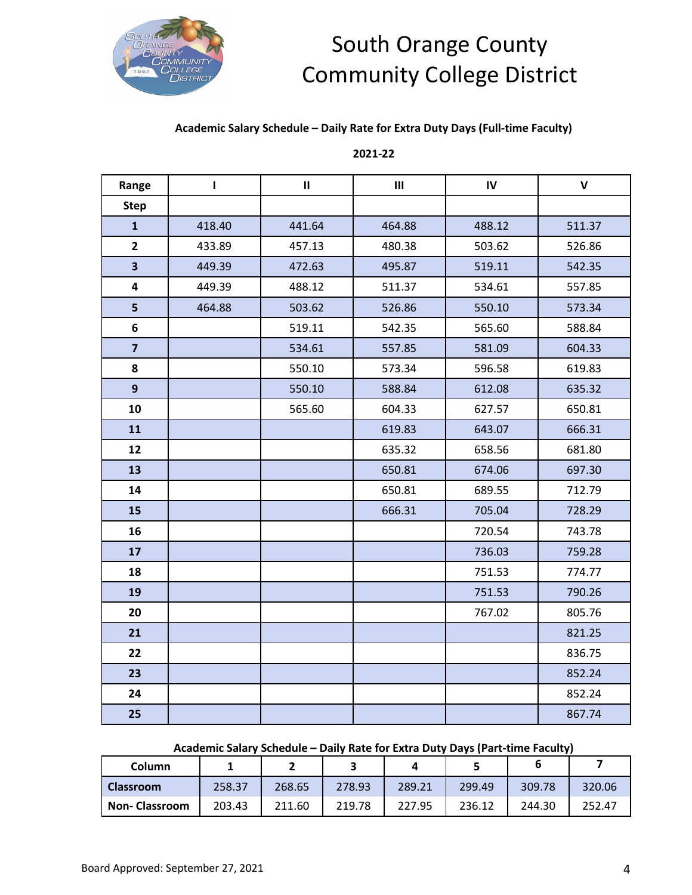# South Orange County Community College District

### Academic Salary Schedule – Daily Rate for Extra Duty Days (Full-time Faculty)

### 2021-22

| Range | I | II | III | IV | V |
|---|---|---|---|---|---|
| **Step** | | | | | |
| **1** | 418.40 | 441.64 | 464.88 | 488.12 | 511.37 |
| **2** | 433.89 | 457.13 | 480.38 | 503.62 | 526.86 |
| **3** | 449.39 | 472.63 | 495.87 | 519.11 | 542.35 |
| **4** | 449.39 | 488.12 | 511.37 | 534.61 | 557.85 |
| **5** | 464.88 | 503.62 | 526.86 | 550.10 | 573.34 |
| **6** | | 519.11 | 542.35 | 565.60 | 588.84 |
| **7** | | 534.61 | 557.85 | 581.09 | 604.33 |
| **8** | | 550.10 | 573.34 | 596.58 | 619.83 |
| **9** | | 550.10 | 588.84 | 612.08 | 635.32 |
| **10** | | 565.60 | 604.33 | 627.57 | 650.81 |
| **11** | | | 619.83 | 643.07 | 666.31 |
| **12** | | | 635.32 | 658.56 | 681.80 |
| **13** | | | 650.81 | 674.06 | 697.30 |
| **14** | | | 650.81 | 689.55 | 712.79 |
| **15** | | | 666.31 | 705.04 | 728.29 |
| **16** | | | | 720.54 | 743.78 |
| **17** | | | | 736.03 | 759.28 |
| **18** | | | | 751.53 | 774.77 |
| **19** | | | | 751.53 | 790.26 |
| **20** | | | | 767.02 | 805.76 |
| **21** | | | | | 821.25 |
| **22** | | | | | 836.75 |
| **23** | | | | | 852.24 |
| **24** | | | | | 852.24 |
| **25** | | | | | 867.74 |

### Academic Salary Schedule – Daily Rate for Extra Duty Days (Part-time Faculty)

| Column | 1 | 2 | 3 | 4 | 5 | 6 | 7 |
|---|---|---|---|---|---|---|---|
| **Classroom** | 258.37 | 268.65 | 278.93 | 289.21 | 299.49 | 309.78 | 320.06 |
| **Non- Classroom** | 203.43 | 211.60 | 219.78 | 227.95 | 236.12 | 244.30 | 252.47 |

Board Approved: September 27, 2021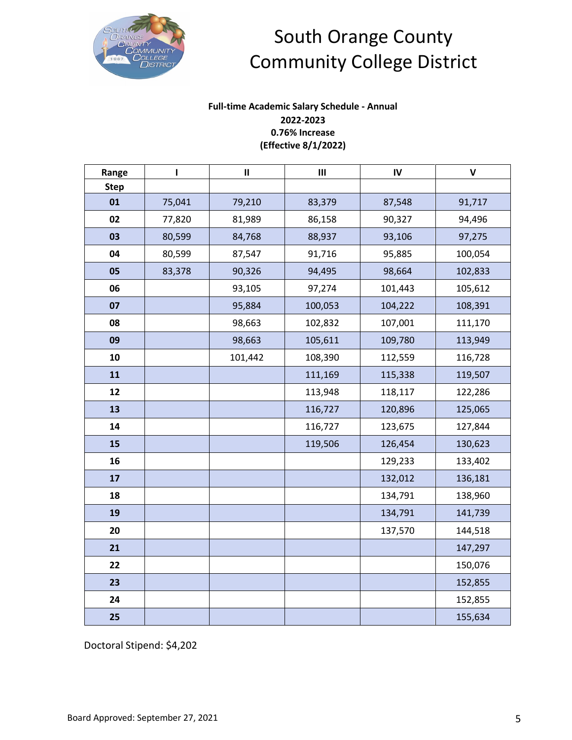# South Orange County Community College District

**Full-time Academic Salary Schedule - Annual**
**2022-2023**
**0.76% Increase**
**(Effective 8/1/2022)**

| Range | I | II | III | IV | V |
|---|---|---|---|---|---|
| **Step** | | | | | |
| **01** | 75,041 | 79,210 | 83,379 | 87,548 | 91,717 |
| **02** | 77,820 | 81,989 | 86,158 | 90,327 | 94,496 |
| **03** | 80,599 | 84,768 | 88,937 | 93,106 | 97,275 |
| **04** | 80,599 | 87,547 | 91,716 | 95,885 | 100,054 |
| **05** | 83,378 | 90,326 | 94,495 | 98,664 | 102,833 |
| **06** | | 93,105 | 97,274 | 101,443 | 105,612 |
| **07** | | 95,884 | 100,053 | 104,222 | 108,391 |
| **08** | | 98,663 | 102,832 | 107,001 | 111,170 |
| **09** | | 98,663 | 105,611 | 109,780 | 113,949 |
| **10** | | 101,442 | 108,390 | 112,559 | 116,728 |
| **11** | | | 111,169 | 115,338 | 119,507 |
| **12** | | | 113,948 | 118,117 | 122,286 |
| **13** | | | 116,727 | 120,896 | 125,065 |
| **14** | | | 116,727 | 123,675 | 127,844 |
| **15** | | | 119,506 | 126,454 | 130,623 |
| **16** | | | | 129,233 | 133,402 |
| **17** | | | | 132,012 | 136,181 |
| **18** | | | | 134,791 | 138,960 |
| **19** | | | | 134,791 | 141,739 |
| **20** | | | | 137,570 | 144,518 |
| **21** | | | | | 147,297 |
| **22** | | | | | 150,076 |
| **23** | | | | | 152,855 |
| **24** | | | | | 152,855 |
| **25** | | | | | 155,634 |

Doctoral Stipend: $4,202

Board Approved: September 27, 2021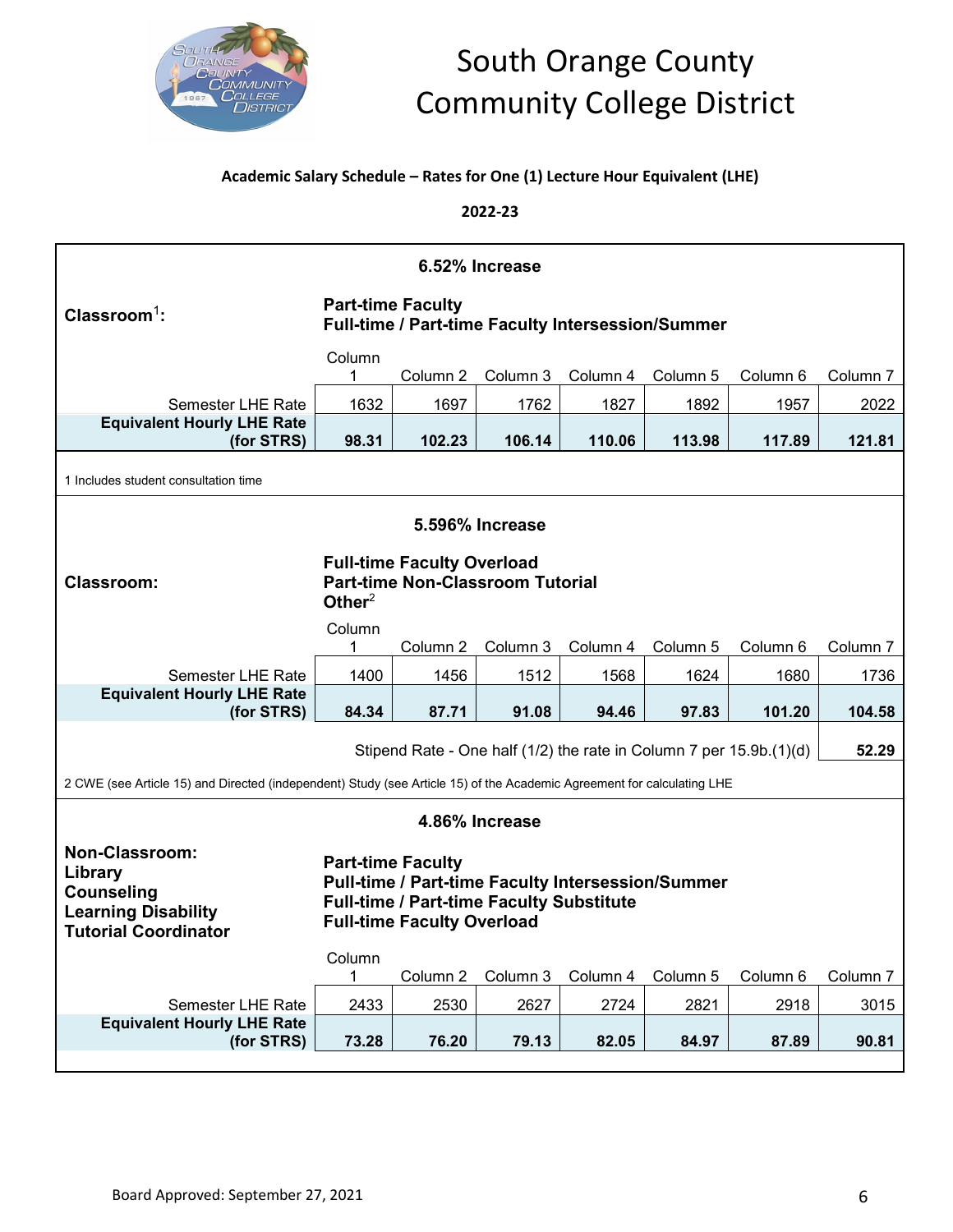# South Orange County Community College District

**Academic Salary Schedule – Rates for One (1) Lecture Hour Equivalent (LHE)**

**2022-23**

**6.52% Increase**

**Classroom[1]:**

**Part-time Faculty**
**Full-time / Part-time Faculty Intersession/Summer**

| | Column 1 | Column 2 | Column 3 | Column 4 | Column 5 | Column 6 | Column 7 |
|---|---|---|---|---|---|---|---|
| Semester LHE Rate | 1632 | 1697 | 1762 | 1827 | 1892 | 1957 | 2022 |
| **Equivalent Hourly LHE Rate (for STRS)** | **98.31** | **102.23** | **106.14** | **110.06** | **113.98** | **117.89** | **121.81** |

1 Includes student consultation time

**5.596% Increase**

**Classroom:**

**Full-time Faculty Overload**
**Part-time Non-Classroom Tutorial**
**Other[2]**

| | Column 1 | Column 2 | Column 3 | Column 4 | Column 5 | Column 6 | Column 7 |
|---|---|---|---|---|---|---|---|
| Semester LHE Rate | 1400 | 1456 | 1512 | 1568 | 1624 | 1680 | 1736 |
| **Equivalent Hourly LHE Rate (for STRS)** | **84.34** | **87.71** | **91.08** | **94.46** | **97.83** | **101.20** | **104.58** |

Stipend Rate - One half (1/2) the rate in Column 7 per 15.9b.(1)(d) **52.29**

2 CWE (see Article 15) and Directed (independent) Study (see Article 15) of the Academic Agreement for calculating LHE

**4.86% Increase**

**Non-Classroom:**
**Library**
**Counseling**
**Learning Disability**
**Tutorial Coordinator**

**Part-time Faculty**
**Pull-time / Part-time Faculty Intersession/Summer**
**Full-time / Part-time Faculty Substitute**
**Full-time Faculty Overload**

| | Column 1 | Column 2 | Column 3 | Column 4 | Column 5 | Column 6 | Column 7 |
|---|---|---|---|---|---|---|---|
| Semester LHE Rate | 2433 | 2530 | 2627 | 2724 | 2821 | 2918 | 3015 |
| **Equivalent Hourly LHE Rate (for STRS)** | **73.28** | **76.20** | **79.13** | **82.05** | **84.97** | **87.89** | **90.81** |

Board Approved: September 27, 2021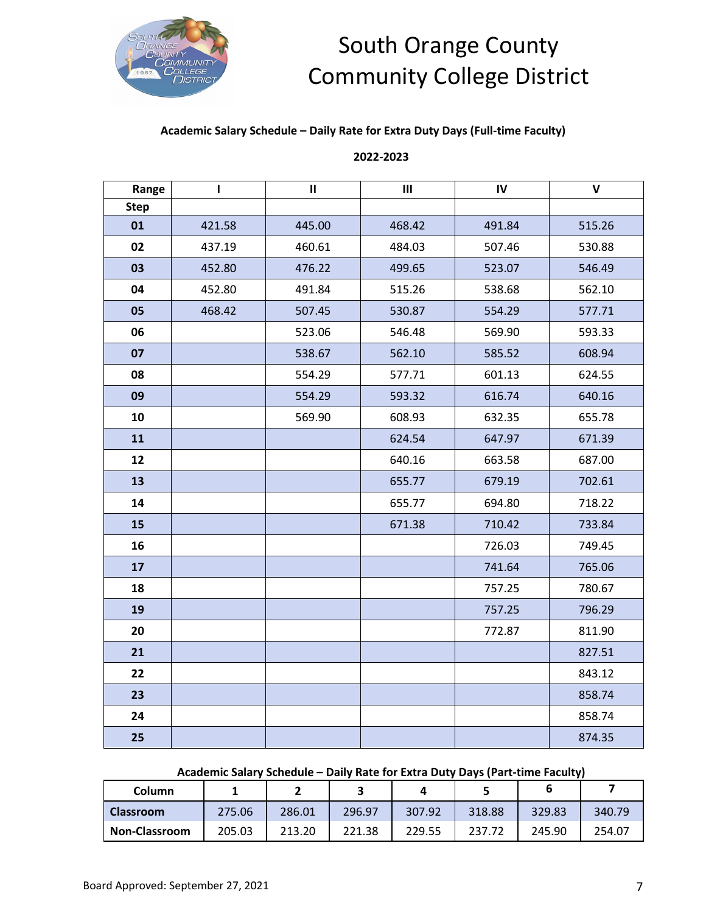# South Orange County Community College District

**Academic Salary Schedule – Daily Rate for Extra Duty Days (Full-time Faculty)**

**2022-2023**

| Range | I | II | III | IV | V |
|---|---|---|---|---|---|
| **Step** | | | | | |
| **01** | 421.58 | 445.00 | 468.42 | 491.84 | 515.26 |
| **02** | 437.19 | 460.61 | 484.03 | 507.46 | 530.88 |
| **03** | 452.80 | 476.22 | 499.65 | 523.07 | 546.49 |
| **04** | 452.80 | 491.84 | 515.26 | 538.68 | 562.10 |
| **05** | 468.42 | 507.45 | 530.87 | 554.29 | 577.71 |
| **06** | | 523.06 | 546.48 | 569.90 | 593.33 |
| **07** | | 538.67 | 562.10 | 585.52 | 608.94 |
| **08** | | 554.29 | 577.71 | 601.13 | 624.55 |
| **09** | | 554.29 | 593.32 | 616.74 | 640.16 |
| **10** | | 569.90 | 608.93 | 632.35 | 655.78 |
| **11** | | | 624.54 | 647.97 | 671.39 |
| **12** | | | 640.16 | 663.58 | 687.00 |
| **13** | | | 655.77 | 679.19 | 702.61 |
| **14** | | | 655.77 | 694.80 | 718.22 |
| **15** | | | 671.38 | 710.42 | 733.84 |
| **16** | | | | 726.03 | 749.45 |
| **17** | | | | 741.64 | 765.06 |
| **18** | | | | 757.25 | 780.67 |
| **19** | | | | 757.25 | 796.29 |
| **20** | | | | 772.87 | 811.90 |
| **21** | | | | | 827.51 |
| **22** | | | | | 843.12 |
| **23** | | | | | 858.74 |
| **24** | | | | | 858.74 |
| **25** | | | | | 874.35 |

**Academic Salary Schedule – Daily Rate for Extra Duty Days (Part-time Faculty)**

| Column | 1 | 2 | 3 | 4 | 5 | 6 | 7 |
|---|---|---|---|---|---|---|---|
| **Classroom** | 275.06 | 286.01 | 296.97 | 307.92 | 318.88 | 329.83 | 340.79 |
| **Non-Classroom** | 205.03 | 213.20 | 221.38 | 229.55 | 237.72 | 245.90 | 254.07 |

Board Approved: September 27, 2021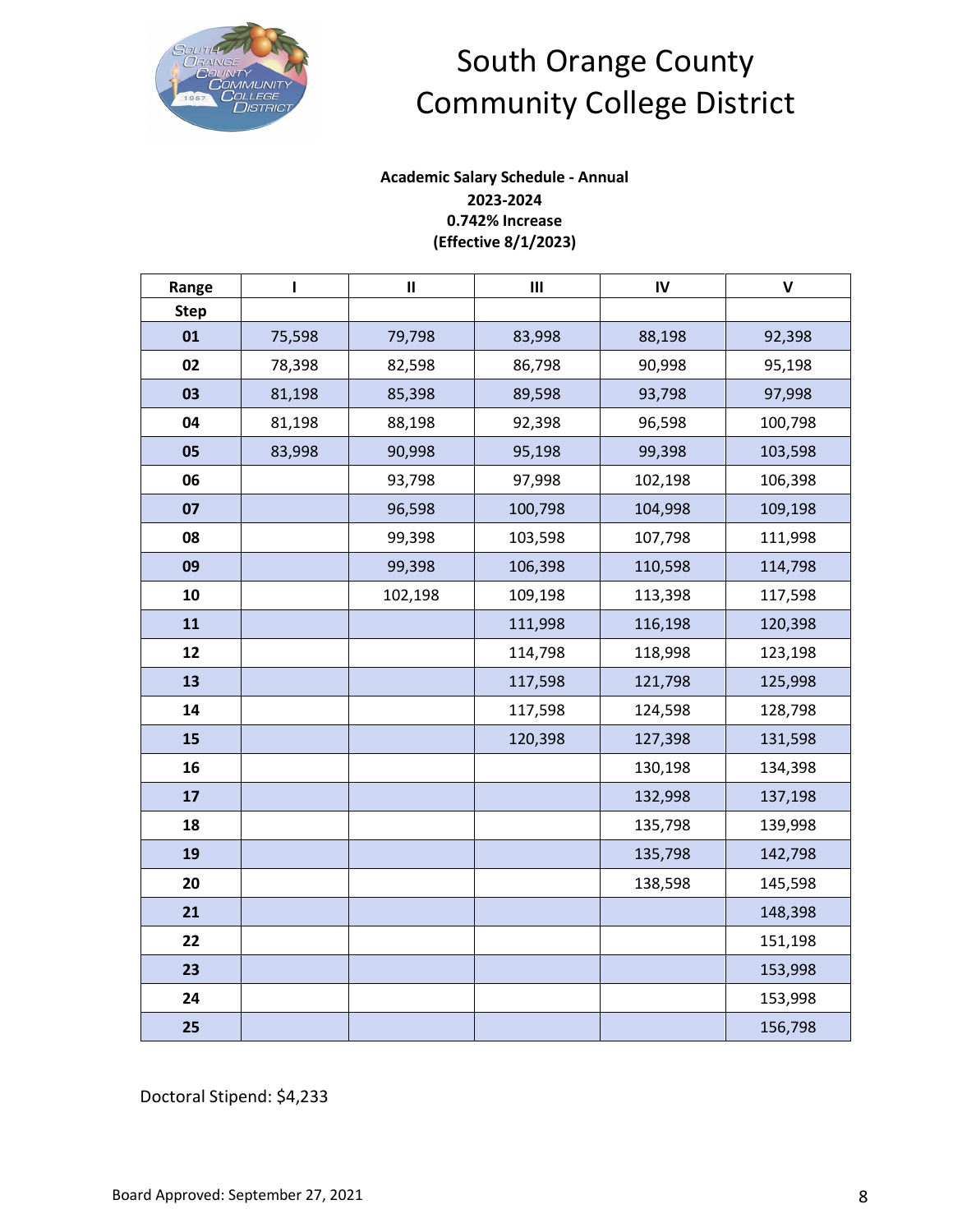# South Orange County Community College District

**Academic Salary Schedule - Annual**
**2023-2024**
**0.742% Increase**
**(Effective 8/1/2023)**

| Range | I | II | III | IV | V |
|---|---|---|---|---|---|
| Step | | | | | |
| 01 | 75,598 | 79,798 | 83,998 | 88,198 | 92,398 |
| 02 | 78,398 | 82,598 | 86,798 | 90,998 | 95,198 |
| 03 | 81,198 | 85,398 | 89,598 | 93,798 | 97,998 |
| 04 | 81,198 | 88,198 | 92,398 | 96,598 | 100,798 |
| 05 | 83,998 | 90,998 | 95,198 | 99,398 | 103,598 |
| 06 | | 93,798 | 97,998 | 102,198 | 106,398 |
| 07 | | 96,598 | 100,798 | 104,998 | 109,198 |
| 08 | | 99,398 | 103,598 | 107,798 | 111,998 |
| 09 | | 99,398 | 106,398 | 110,598 | 114,798 |
| 10 | | 102,198 | 109,198 | 113,398 | 117,598 |
| 11 | | | 111,998 | 116,198 | 120,398 |
| 12 | | | 114,798 | 118,998 | 123,198 |
| 13 | | | 117,598 | 121,798 | 125,998 |
| 14 | | | 117,598 | 124,598 | 128,798 |
| 15 | | | 120,398 | 127,398 | 131,598 |
| 16 | | | | 130,198 | 134,398 |
| 17 | | | | 132,998 | 137,198 |
| 18 | | | | 135,798 | 139,998 |
| 19 | | | | 135,798 | 142,798 |
| 20 | | | | 138,598 | 145,598 |
| 21 | | | | | 148,398 |
| 22 | | | | | 151,198 |
| 23 | | | | | 153,998 |
| 24 | | | | | 153,998 |
| 25 | | | | | 156,798 |

Doctoral Stipend: $4,233

Board Approved: September 27, 2021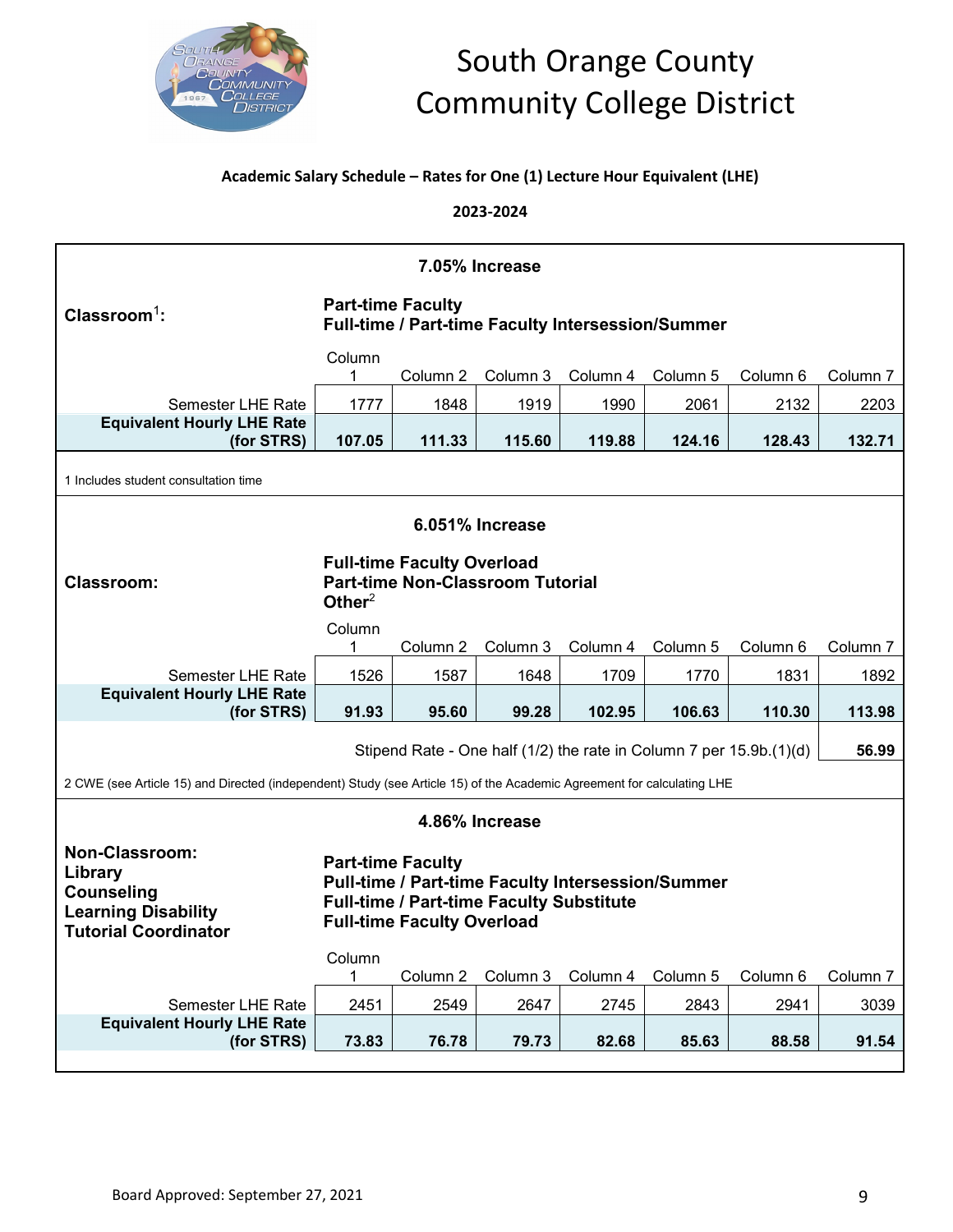# South Orange County Community College District

**Academic Salary Schedule – Rates for One (1) Lecture Hour Equivalent (LHE)**

**2023-2024**

**7.05% Increase**

**Classroom[1]:**

**Part-time Faculty**
**Full-time / Part-time Faculty Intersession/Summer**

| | Column 1 | Column 2 | Column 3 | Column 4 | Column 5 | Column 6 | Column 7 |
|---|---|---|---|---|---|---|---|
| Semester LHE Rate | 1777 | 1848 | 1919 | 1990 | 2061 | 2132 | 2203 |
| **Equivalent Hourly LHE Rate (for STRS)** | **107.05** | **111.33** | **115.60** | **119.88** | **124.16** | **128.43** | **132.71** |

1 Includes student consultation time

**6.051% Increase**

**Classroom:**

**Full-time Faculty Overload**
**Part-time Non-Classroom Tutorial**
**Other[2]**

| | Column 1 | Column 2 | Column 3 | Column 4 | Column 5 | Column 6 | Column 7 |
|---|---|---|---|---|---|---|---|
| Semester LHE Rate | 1526 | 1587 | 1648 | 1709 | 1770 | 1831 | 1892 |
| **Equivalent Hourly LHE Rate (for STRS)** | **91.93** | **95.60** | **99.28** | **102.95** | **106.63** | **110.30** | **113.98** |

Stipend Rate - One half (1/2) the rate in Column 7 per 15.9b.(1)(d) **56.99**

2 CWE (see Article 15) and Directed (independent) Study (see Article 15) of the Academic Agreement for calculating LHE

**4.86% Increase**

**Non-Classroom:**
**Library**
**Counseling**
**Learning Disability**
**Tutorial Coordinator**

**Part-time Faculty**
**Pull-time / Part-time Faculty Intersession/Summer**
**Full-time / Part-time Faculty Substitute**
**Full-time Faculty Overload**

| | Column 1 | Column 2 | Column 3 | Column 4 | Column 5 | Column 6 | Column 7 |
|---|---|---|---|---|---|---|---|
| Semester LHE Rate | 2451 | 2549 | 2647 | 2745 | 2843 | 2941 | 3039 |
| **Equivalent Hourly LHE Rate (for STRS)** | **73.83** | **76.78** | **79.73** | **82.68** | **85.63** | **88.58** | **91.54** |

Board Approved: September 27, 2021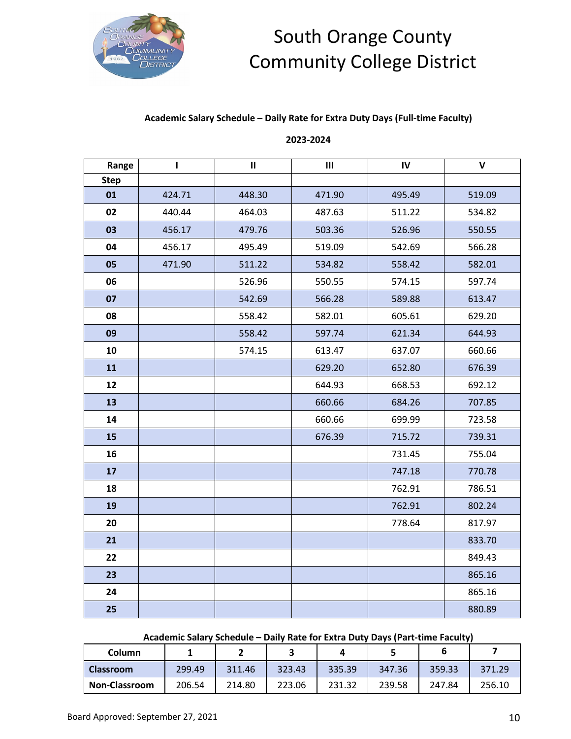# South Orange County Community College District

### Academic Salary Schedule – Daily Rate for Extra Duty Days (Full-time Faculty)

**2023-2024**

| Range | I | II | III | IV | V |
|---|---|---|---|---|---|
| **Step** | | | | | |
| **01** | 424.71 | 448.30 | 471.90 | 495.49 | 519.09 |
| **02** | 440.44 | 464.03 | 487.63 | 511.22 | 534.82 |
| **03** | 456.17 | 479.76 | 503.36 | 526.96 | 550.55 |
| **04** | 456.17 | 495.49 | 519.09 | 542.69 | 566.28 |
| **05** | 471.90 | 511.22 | 534.82 | 558.42 | 582.01 |
| **06** | | 526.96 | 550.55 | 574.15 | 597.74 |
| **07** | | 542.69 | 566.28 | 589.88 | 613.47 |
| **08** | | 558.42 | 582.01 | 605.61 | 629.20 |
| **09** | | 558.42 | 597.74 | 621.34 | 644.93 |
| **10** | | 574.15 | 613.47 | 637.07 | 660.66 |
| **11** | | | 629.20 | 652.80 | 676.39 |
| **12** | | | 644.93 | 668.53 | 692.12 |
| **13** | | | 660.66 | 684.26 | 707.85 |
| **14** | | | 660.66 | 699.99 | 723.58 |
| **15** | | | 676.39 | 715.72 | 739.31 |
| **16** | | | | 731.45 | 755.04 |
| **17** | | | | 747.18 | 770.78 |
| **18** | | | | 762.91 | 786.51 |
| **19** | | | | 762.91 | 802.24 |
| **20** | | | | 778.64 | 817.97 |
| **21** | | | | | 833.70 |
| **22** | | | | | 849.43 |
| **23** | | | | | 865.16 |
| **24** | | | | | 865.16 |
| **25** | | | | | 880.89 |

### Academic Salary Schedule – Daily Rate for Extra Duty Days (Part-time Faculty)

| Column | 1 | 2 | 3 | 4 | 5 | 6 | 7 |
|---|---|---|---|---|---|---|---|
| **Classroom** | 299.49 | 311.46 | 323.43 | 335.39 | 347.36 | 359.33 | 371.29 |
| **Non-Classroom** | 206.54 | 214.80 | 223.06 | 231.32 | 239.58 | 247.84 | 256.10 |

Board Approved: September 27, 2021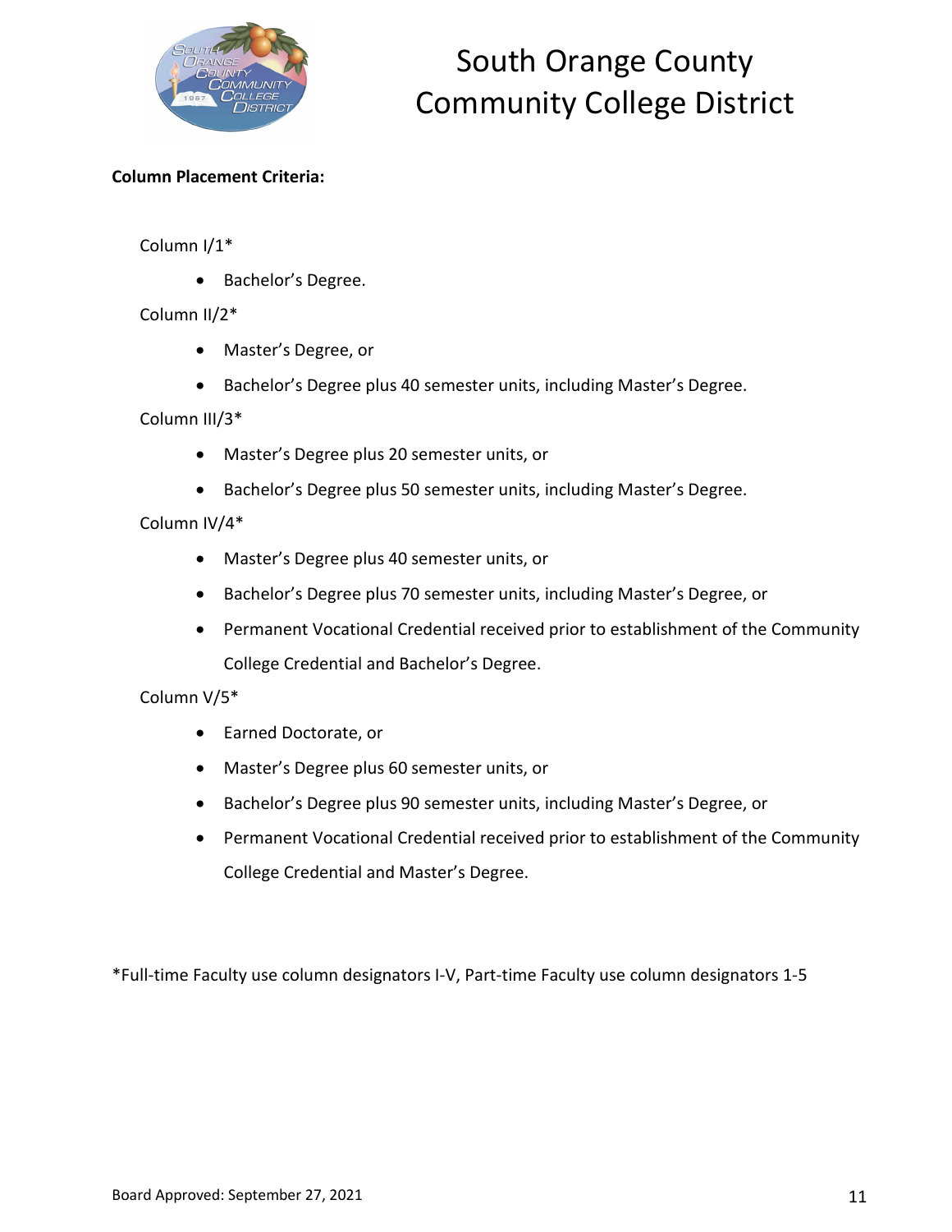# South Orange County Community College District

**Column Placement Criteria:**

Column I/1*

- Bachelor's Degree.

Column II/2*

- Master's Degree, or
- Bachelor's Degree plus 40 semester units, including Master's Degree.

Column III/3*

- Master's Degree plus 20 semester units, or
- Bachelor's Degree plus 50 semester units, including Master's Degree.

Column IV/4*

- Master's Degree plus 40 semester units, or
- Bachelor's Degree plus 70 semester units, including Master's Degree, or
- Permanent Vocational Credential received prior to establishment of the Community College Credential and Bachelor's Degree.

Column V/5*

- Earned Doctorate, or
- Master's Degree plus 60 semester units, or
- Bachelor's Degree plus 90 semester units, including Master's Degree, or
- Permanent Vocational Credential received prior to establishment of the Community College Credential and Master's Degree.

*Full-time Faculty use column designators I-V, Part-time Faculty use column designators 1-5

Board Approved: September 27, 2021